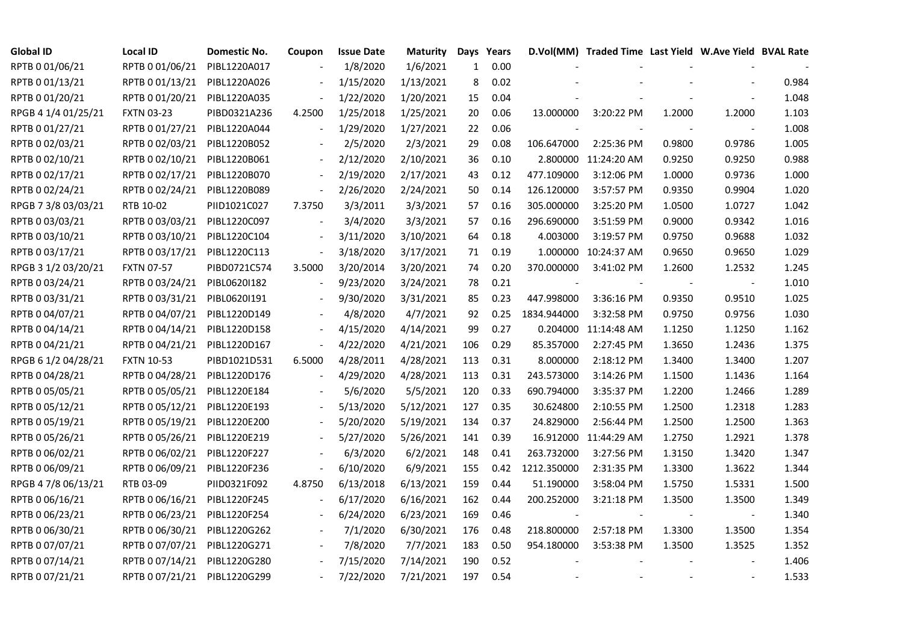| Global ID | Local ID | Domestic No. | Coupon | Issue Date | Maturity | Days | Years | D.Vol(MM) | Traded Time | Last Yield | W.Ave Yield | BVAL Rate |
|---|---|---|---|---|---|---|---|---|---|---|---|---|
| RPTB 0 01/06/21 | RPTB 0 01/06/21 | PIBL1220A017 | - | 1/8/2020 | 1/6/2021 | 1 | 0.00 | - | - | - | - | - |
| RPTB 0 01/13/21 | RPTB 0 01/13/21 | PIBL1220A026 | - | 1/15/2020 | 1/13/2021 | 8 | 0.02 | - | - | - | - | 0.984 |
| RPTB 0 01/20/21 | RPTB 0 01/20/21 | PIBL1220A035 | - | 1/22/2020 | 1/20/2021 | 15 | 0.04 | - | - | - | - | 1.048 |
| RPGB 4 1/4 01/25/21 | FXTN 03-23 | PIBD0321A236 | 4.2500 | 1/25/2018 | 1/25/2021 | 20 | 0.06 | 13.000000 | 3:20:22 PM | 1.2000 | 1.2000 | 1.103 |
| RPTB 0 01/27/21 | RPTB 0 01/27/21 | PIBL1220A044 | - | 1/29/2020 | 1/27/2021 | 22 | 0.06 | - | - | - | - | 1.008 |
| RPTB 0 02/03/21 | RPTB 0 02/03/21 | PIBL1220B052 | - | 2/5/2020 | 2/3/2021 | 29 | 0.08 | 106.647000 | 2:25:36 PM | 0.9800 | 0.9786 | 1.005 |
| RPTB 0 02/10/21 | RPTB 0 02/10/21 | PIBL1220B061 | - | 2/12/2020 | 2/10/2021 | 36 | 0.10 | 2.800000 | 11:24:20 AM | 0.9250 | 0.9250 | 0.988 |
| RPTB 0 02/17/21 | RPTB 0 02/17/21 | PIBL1220B070 | - | 2/19/2020 | 2/17/2021 | 43 | 0.12 | 477.109000 | 3:12:06 PM | 1.0000 | 0.9736 | 1.000 |
| RPTB 0 02/24/21 | RPTB 0 02/24/21 | PIBL1220B089 | - | 2/26/2020 | 2/24/2021 | 50 | 0.14 | 126.120000 | 3:57:57 PM | 0.9350 | 0.9904 | 1.020 |
| RPGB 7 3/8 03/03/21 | RTB 10-02 | PIID1021C027 | 7.3750 | 3/3/2011 | 3/3/2021 | 57 | 0.16 | 305.000000 | 3:25:20 PM | 1.0500 | 1.0727 | 1.042 |
| RPTB 0 03/03/21 | RPTB 0 03/03/21 | PIBL1220C097 | - | 3/4/2020 | 3/3/2021 | 57 | 0.16 | 296.690000 | 3:51:59 PM | 0.9000 | 0.9342 | 1.016 |
| RPTB 0 03/10/21 | RPTB 0 03/10/21 | PIBL1220C104 | - | 3/11/2020 | 3/10/2021 | 64 | 0.18 | 4.003000 | 3:19:57 PM | 0.9750 | 0.9688 | 1.032 |
| RPTB 0 03/17/21 | RPTB 0 03/17/21 | PIBL1220C113 | - | 3/18/2020 | 3/17/2021 | 71 | 0.19 | 1.000000 | 10:24:37 AM | 0.9650 | 0.9650 | 1.029 |
| RPGB 3 1/2 03/20/21 | FXTN 07-57 | PIBD0721C574 | 3.5000 | 3/20/2014 | 3/20/2021 | 74 | 0.20 | 370.000000 | 3:41:02 PM | 1.2600 | 1.2532 | 1.245 |
| RPTB 0 03/24/21 | RPTB 0 03/24/21 | PIBL0620I182 | - | 9/23/2020 | 3/24/2021 | 78 | 0.21 | - | - | - | - | 1.010 |
| RPTB 0 03/31/21 | RPTB 0 03/31/21 | PIBL0620I191 | - | 9/30/2020 | 3/31/2021 | 85 | 0.23 | 447.998000 | 3:36:16 PM | 0.9350 | 0.9510 | 1.025 |
| RPTB 0 04/07/21 | RPTB 0 04/07/21 | PIBL1220D149 | - | 4/8/2020 | 4/7/2021 | 92 | 0.25 | 1834.944000 | 3:32:58 PM | 0.9750 | 0.9756 | 1.030 |
| RPTB 0 04/14/21 | RPTB 0 04/14/21 | PIBL1220D158 | - | 4/15/2020 | 4/14/2021 | 99 | 0.27 | 0.204000 | 11:14:48 AM | 1.1250 | 1.1250 | 1.162 |
| RPTB 0 04/21/21 | RPTB 0 04/21/21 | PIBL1220D167 | - | 4/22/2020 | 4/21/2021 | 106 | 0.29 | 85.357000 | 2:27:45 PM | 1.3650 | 1.2436 | 1.375 |
| RPGB 6 1/2 04/28/21 | FXTN 10-53 | PIBD1021D531 | 6.5000 | 4/28/2011 | 4/28/2021 | 113 | 0.31 | 8.000000 | 2:18:12 PM | 1.3400 | 1.3400 | 1.207 |
| RPTB 0 04/28/21 | RPTB 0 04/28/21 | PIBL1220D176 | - | 4/29/2020 | 4/28/2021 | 113 | 0.31 | 243.573000 | 3:14:26 PM | 1.1500 | 1.1436 | 1.164 |
| RPTB 0 05/05/21 | RPTB 0 05/05/21 | PIBL1220E184 | - | 5/6/2020 | 5/5/2021 | 120 | 0.33 | 690.794000 | 3:35:37 PM | 1.2200 | 1.2466 | 1.289 |
| RPTB 0 05/12/21 | RPTB 0 05/12/21 | PIBL1220E193 | - | 5/13/2020 | 5/12/2021 | 127 | 0.35 | 30.624800 | 2:10:55 PM | 1.2500 | 1.2318 | 1.283 |
| RPTB 0 05/19/21 | RPTB 0 05/19/21 | PIBL1220E200 | - | 5/20/2020 | 5/19/2021 | 134 | 0.37 | 24.829000 | 2:56:44 PM | 1.2500 | 1.2500 | 1.363 |
| RPTB 0 05/26/21 | RPTB 0 05/26/21 | PIBL1220E219 | - | 5/27/2020 | 5/26/2021 | 141 | 0.39 | 16.912000 | 11:44:29 AM | 1.2750 | 1.2921 | 1.378 |
| RPTB 0 06/02/21 | RPTB 0 06/02/21 | PIBL1220F227 | - | 6/3/2020 | 6/2/2021 | 148 | 0.41 | 263.732000 | 3:27:56 PM | 1.3150 | 1.3420 | 1.347 |
| RPTB 0 06/09/21 | RPTB 0 06/09/21 | PIBL1220F236 | - | 6/10/2020 | 6/9/2021 | 155 | 0.42 | 1212.350000 | 2:31:35 PM | 1.3300 | 1.3622 | 1.344 |
| RPGB 4 7/8 06/13/21 | RTB 03-09 | PIID0321F092 | 4.8750 | 6/13/2018 | 6/13/2021 | 159 | 0.44 | 51.190000 | 3:58:04 PM | 1.5750 | 1.5331 | 1.500 |
| RPTB 0 06/16/21 | RPTB 0 06/16/21 | PIBL1220F245 | - | 6/17/2020 | 6/16/2021 | 162 | 0.44 | 200.252000 | 3:21:18 PM | 1.3500 | 1.3500 | 1.349 |
| RPTB 0 06/23/21 | RPTB 0 06/23/21 | PIBL1220F254 | - | 6/24/2020 | 6/23/2021 | 169 | 0.46 | - | - | - | - | 1.340 |
| RPTB 0 06/30/21 | RPTB 0 06/30/21 | PIBL1220G262 | - | 7/1/2020 | 6/30/2021 | 176 | 0.48 | 218.800000 | 2:57:18 PM | 1.3300 | 1.3500 | 1.354 |
| RPTB 0 07/07/21 | RPTB 0 07/07/21 | PIBL1220G271 | - | 7/8/2020 | 7/7/2021 | 183 | 0.50 | 954.180000 | 3:53:38 PM | 1.3500 | 1.3525 | 1.352 |
| RPTB 0 07/14/21 | RPTB 0 07/14/21 | PIBL1220G280 | - | 7/15/2020 | 7/14/2021 | 190 | 0.52 | - | - | - | - | 1.406 |
| RPTB 0 07/21/21 | RPTB 0 07/21/21 | PIBL1220G299 | - | 7/22/2020 | 7/21/2021 | 197 | 0.54 | - | - | - | - | 1.533 |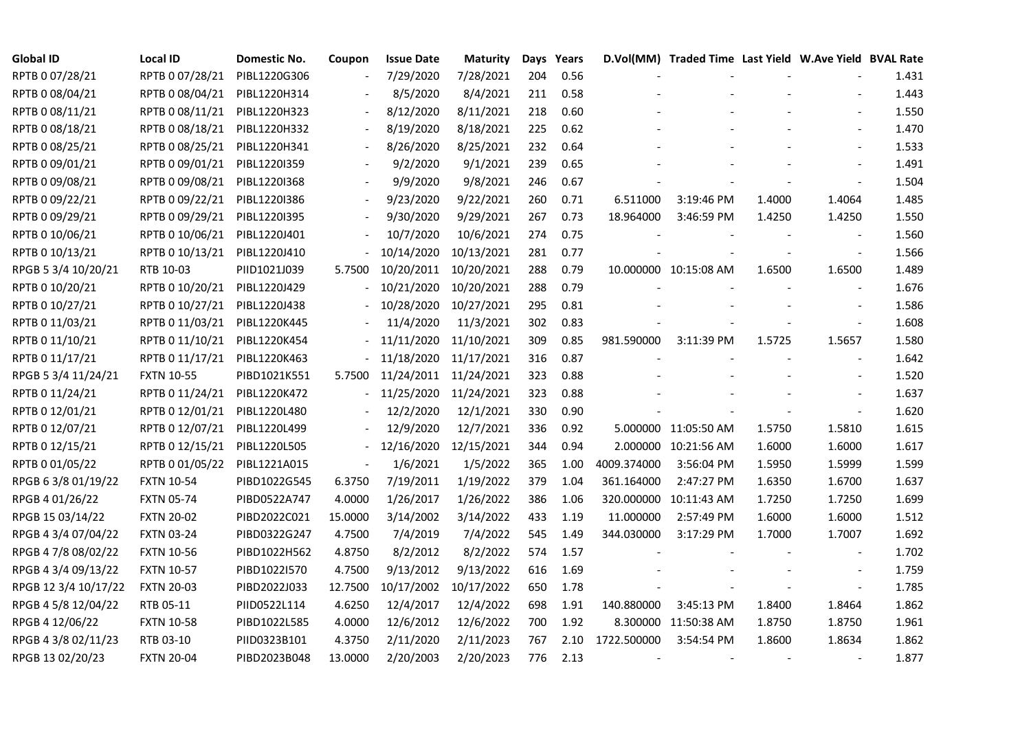| Global ID | Local ID | Domestic No. | Coupon | Issue Date | Maturity | Days | Years | D.Vol(MM) | Traded Time | Last Yield | W.Ave Yield | BVAL Rate |
|---|---|---|---|---|---|---|---|---|---|---|---|---|
| RPTB 0 07/28/21 | RPTB 0 07/28/21 | PIBL1220G306 | - | 7/29/2020 | 7/28/2021 | 204 | 0.56 | - | - | - | - | 1.431 |
| RPTB 0 08/04/21 | RPTB 0 08/04/21 | PIBL1220H314 | - | 8/5/2020 | 8/4/2021 | 211 | 0.58 | - | - | - | - | 1.443 |
| RPTB 0 08/11/21 | RPTB 0 08/11/21 | PIBL1220H323 | - | 8/12/2020 | 8/11/2021 | 218 | 0.60 | - | - | - | - | 1.550 |
| RPTB 0 08/18/21 | RPTB 0 08/18/21 | PIBL1220H332 | - | 8/19/2020 | 8/18/2021 | 225 | 0.62 | - | - | - | - | 1.470 |
| RPTB 0 08/25/21 | RPTB 0 08/25/21 | PIBL1220H341 | - | 8/26/2020 | 8/25/2021 | 232 | 0.64 | - | - | - | - | 1.533 |
| RPTB 0 09/01/21 | RPTB 0 09/01/21 | PIBL1220I359 | - | 9/2/2020 | 9/1/2021 | 239 | 0.65 | - | - | - | - | 1.491 |
| RPTB 0 09/08/21 | RPTB 0 09/08/21 | PIBL1220I368 | - | 9/9/2020 | 9/8/2021 | 246 | 0.67 | - | - | - | - | 1.504 |
| RPTB 0 09/22/21 | RPTB 0 09/22/21 | PIBL1220I386 | - | 9/23/2020 | 9/22/2021 | 260 | 0.71 | 6.511000 | 3:19:46 PM | 1.4000 | 1.4064 | 1.485 |
| RPTB 0 09/29/21 | RPTB 0 09/29/21 | PIBL1220I395 | - | 9/30/2020 | 9/29/2021 | 267 | 0.73 | 18.964000 | 3:46:59 PM | 1.4250 | 1.4250 | 1.550 |
| RPTB 0 10/06/21 | RPTB 0 10/06/21 | PIBL1220J401 | - | 10/7/2020 | 10/6/2021 | 274 | 0.75 | - | - | - | - | 1.560 |
| RPTB 0 10/13/21 | RPTB 0 10/13/21 | PIBL1220J410 | - | 10/14/2020 | 10/13/2021 | 281 | 0.77 | - | - | - | - | 1.566 |
| RPGB 5 3/4 10/20/21 | RTB 10-03 | PIID1021J039 | 5.7500 | 10/20/2011 | 10/20/2021 | 288 | 0.79 | 10.000000 | 10:15:08 AM | 1.6500 | 1.6500 | 1.489 |
| RPTB 0 10/20/21 | RPTB 0 10/20/21 | PIBL1220J429 | - | 10/21/2020 | 10/20/2021 | 288 | 0.79 | - | - | - | - | 1.676 |
| RPTB 0 10/27/21 | RPTB 0 10/27/21 | PIBL1220J438 | - | 10/28/2020 | 10/27/2021 | 295 | 0.81 | - | - | - | - | 1.586 |
| RPTB 0 11/03/21 | RPTB 0 11/03/21 | PIBL1220K445 | - | 11/4/2020 | 11/3/2021 | 302 | 0.83 | - | - | - | - | 1.608 |
| RPTB 0 11/10/21 | RPTB 0 11/10/21 | PIBL1220K454 | - | 11/11/2020 | 11/10/2021 | 309 | 0.85 | 981.590000 | 3:11:39 PM | 1.5725 | 1.5657 | 1.580 |
| RPTB 0 11/17/21 | RPTB 0 11/17/21 | PIBL1220K463 | - | 11/18/2020 | 11/17/2021 | 316 | 0.87 | - | - | - | - | 1.642 |
| RPGB 5 3/4 11/24/21 | FXTN 10-55 | PIBD1021K551 | 5.7500 | 11/24/2011 | 11/24/2021 | 323 | 0.88 | - | - | - | - | 1.520 |
| RPTB 0 11/24/21 | RPTB 0 11/24/21 | PIBL1220K472 | - | 11/25/2020 | 11/24/2021 | 323 | 0.88 | - | - | - | - | 1.637 |
| RPTB 0 12/01/21 | RPTB 0 12/01/21 | PIBL1220L480 | - | 12/2/2020 | 12/1/2021 | 330 | 0.90 | - | - | - | - | 1.620 |
| RPTB 0 12/07/21 | RPTB 0 12/07/21 | PIBL1220L499 | - | 12/9/2020 | 12/7/2021 | 336 | 0.92 | 5.000000 | 11:05:50 AM | 1.5750 | 1.5810 | 1.615 |
| RPTB 0 12/15/21 | RPTB 0 12/15/21 | PIBL1220L505 | - | 12/16/2020 | 12/15/2021 | 344 | 0.94 | 2.000000 | 10:21:56 AM | 1.6000 | 1.6000 | 1.617 |
| RPTB 0 01/05/22 | RPTB 0 01/05/22 | PIBL1221A015 | - | 1/6/2021 | 1/5/2022 | 365 | 1.00 | 4009.374000 | 3:56:04 PM | 1.5950 | 1.5999 | 1.599 |
| RPGB 6 3/8 01/19/22 | FXTN 10-54 | PIBD1022G545 | 6.3750 | 7/19/2011 | 1/19/2022 | 379 | 1.04 | 361.164000 | 2:47:27 PM | 1.6350 | 1.6700 | 1.637 |
| RPGB 4 01/26/22 | FXTN 05-74 | PIBD0522A747 | 4.0000 | 1/26/2017 | 1/26/2022 | 386 | 1.06 | 320.000000 | 10:11:43 AM | 1.7250 | 1.7250 | 1.699 |
| RPGB 15 03/14/22 | FXTN 20-02 | PIBD2022C021 | 15.0000 | 3/14/2002 | 3/14/2022 | 433 | 1.19 | 11.000000 | 2:57:49 PM | 1.6000 | 1.6000 | 1.512 |
| RPGB 4 3/4 07/04/22 | FXTN 03-24 | PIBD0322G247 | 4.7500 | 7/4/2019 | 7/4/2022 | 545 | 1.49 | 344.030000 | 3:17:29 PM | 1.7000 | 1.7007 | 1.692 |
| RPGB 4 7/8 08/02/22 | FXTN 10-56 | PIBD1022H562 | 4.8750 | 8/2/2012 | 8/2/2022 | 574 | 1.57 | - | - | - | - | 1.702 |
| RPGB 4 3/4 09/13/22 | FXTN 10-57 | PIBD1022I570 | 4.7500 | 9/13/2012 | 9/13/2022 | 616 | 1.69 | - | - | - | - | 1.759 |
| RPGB 12 3/4 10/17/22 | FXTN 20-03 | PIBD2022J033 | 12.7500 | 10/17/2002 | 10/17/2022 | 650 | 1.78 | - | - | - | - | 1.785 |
| RPGB 4 5/8 12/04/22 | RTB 05-11 | PIID0522L114 | 4.6250 | 12/4/2017 | 12/4/2022 | 698 | 1.91 | 140.880000 | 3:45:13 PM | 1.8400 | 1.8464 | 1.862 |
| RPGB 4 12/06/22 | FXTN 10-58 | PIBD1022L585 | 4.0000 | 12/6/2012 | 12/6/2022 | 700 | 1.92 | 8.300000 | 11:50:38 AM | 1.8750 | 1.8750 | 1.961 |
| RPGB 4 3/8 02/11/23 | RTB 03-10 | PIID0323B101 | 4.3750 | 2/11/2020 | 2/11/2023 | 767 | 2.10 | 1722.500000 | 3:54:54 PM | 1.8600 | 1.8634 | 1.862 |
| RPGB 13 02/20/23 | FXTN 20-04 | PIBD2023B048 | 13.0000 | 2/20/2003 | 2/20/2023 | 776 | 2.13 | - | - | - | - | 1.877 |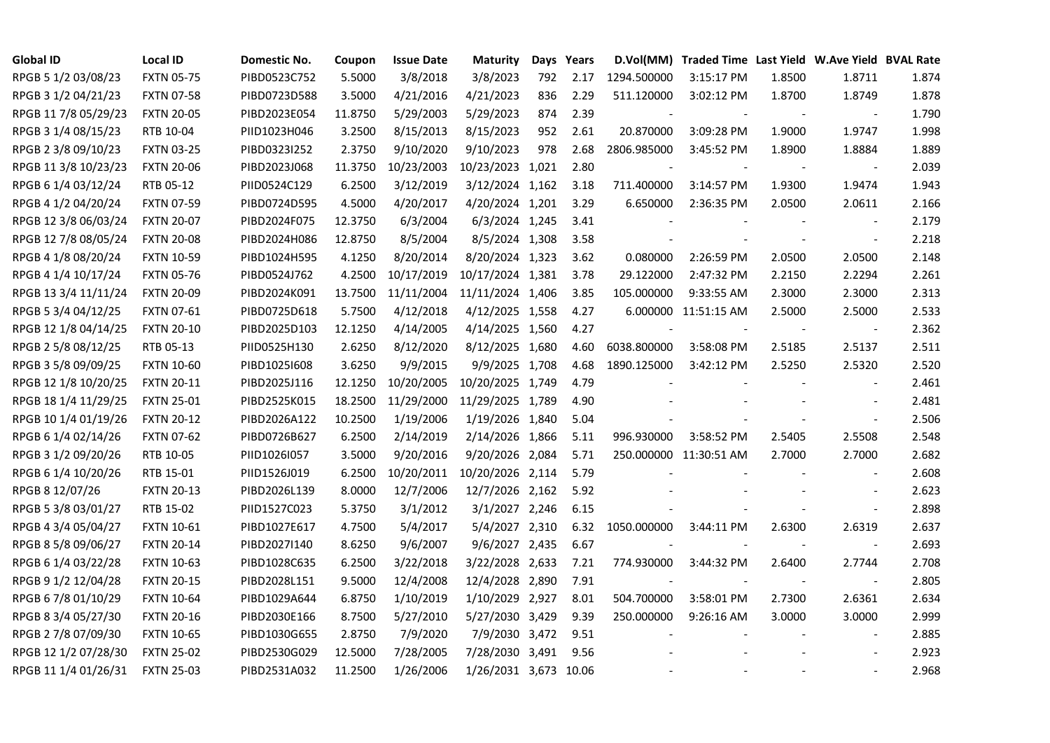| Global ID | Local ID | Domestic No. | Coupon | Issue Date | Maturity | Days | Years | D.Vol(MM) | Traded Time | Last Yield | W.Ave Yield | BVAL Rate |
|---|---|---|---|---|---|---|---|---|---|---|---|---|
| RPGB 5 1/2 03/08/23 | FXTN 05-75 | PIBD0523C752 | 5.5000 | 3/8/2018 | 3/8/2023 | 792 | 2.17 | 1294.500000 | 3:15:17 PM | 1.8500 | 1.8711 | 1.874 |
| RPGB 3 1/2 04/21/23 | FXTN 07-58 | PIBD0723D588 | 3.5000 | 4/21/2016 | 4/21/2023 | 836 | 2.29 | 511.120000 | 3:02:12 PM | 1.8700 | 1.8749 | 1.878 |
| RPGB 11 7/8 05/29/23 | FXTN 20-05 | PIBD2023E054 | 11.8750 | 5/29/2003 | 5/29/2023 | 874 | 2.39 | - | - | - | - | 1.790 |
| RPGB 3 1/4 08/15/23 | RTB 10-04 | PIID1023H046 | 3.2500 | 8/15/2013 | 8/15/2023 | 952 | 2.61 | 20.870000 | 3:09:28 PM | 1.9000 | 1.9747 | 1.998 |
| RPGB 2 3/8 09/10/23 | FXTN 03-25 | PIBD0323I252 | 2.3750 | 9/10/2020 | 9/10/2023 | 978 | 2.68 | 2806.985000 | 3:45:52 PM | 1.8900 | 1.8884 | 1.889 |
| RPGB 11 3/8 10/23/23 | FXTN 20-06 | PIBD2023J068 | 11.3750 | 10/23/2003 | 10/23/2023 | 1,021 | 2.80 | - | - | - | - | 2.039 |
| RPGB 6 1/4 03/12/24 | RTB 05-12 | PIID0524C129 | 6.2500 | 3/12/2019 | 3/12/2024 | 1,162 | 3.18 | 711.400000 | 3:14:57 PM | 1.9300 | 1.9474 | 1.943 |
| RPGB 4 1/2 04/20/24 | FXTN 07-59 | PIBD0724D595 | 4.5000 | 4/20/2017 | 4/20/2024 | 1,201 | 3.29 | 6.650000 | 2:36:35 PM | 2.0500 | 2.0611 | 2.166 |
| RPGB 12 3/8 06/03/24 | FXTN 20-07 | PIBD2024F075 | 12.3750 | 6/3/2004 | 6/3/2024 | 1,245 | 3.41 | - | - | - | - | 2.179 |
| RPGB 12 7/8 08/05/24 | FXTN 20-08 | PIBD2024H086 | 12.8750 | 8/5/2004 | 8/5/2024 | 1,308 | 3.58 | - | - | - | - | 2.218 |
| RPGB 4 1/8 08/20/24 | FXTN 10-59 | PIBD1024H595 | 4.1250 | 8/20/2014 | 8/20/2024 | 1,323 | 3.62 | 0.080000 | 2:26:59 PM | 2.0500 | 2.0500 | 2.148 |
| RPGB 4 1/4 10/17/24 | FXTN 05-76 | PIBD0524J762 | 4.2500 | 10/17/2019 | 10/17/2024 | 1,381 | 3.78 | 29.122000 | 2:47:32 PM | 2.2150 | 2.2294 | 2.261 |
| RPGB 13 3/4 11/11/24 | FXTN 20-09 | PIBD2024K091 | 13.7500 | 11/11/2004 | 11/11/2024 | 1,406 | 3.85 | 105.000000 | 9:33:55 AM | 2.3000 | 2.3000 | 2.313 |
| RPGB 5 3/4 04/12/25 | FXTN 07-61 | PIBD0725D618 | 5.7500 | 4/12/2018 | 4/12/2025 | 1,558 | 4.27 | 6.000000 | 11:51:15 AM | 2.5000 | 2.5000 | 2.533 |
| RPGB 12 1/8 04/14/25 | FXTN 20-10 | PIBD2025D103 | 12.1250 | 4/14/2005 | 4/14/2025 | 1,560 | 4.27 | - | - | - | - | 2.362 |
| RPGB 2 5/8 08/12/25 | RTB 05-13 | PIID0525H130 | 2.6250 | 8/12/2020 | 8/12/2025 | 1,680 | 4.60 | 6038.800000 | 3:58:08 PM | 2.5185 | 2.5137 | 2.511 |
| RPGB 3 5/8 09/09/25 | FXTN 10-60 | PIBD1025I608 | 3.6250 | 9/9/2015 | 9/9/2025 | 1,708 | 4.68 | 1890.125000 | 3:42:12 PM | 2.5250 | 2.5320 | 2.520 |
| RPGB 12 1/8 10/20/25 | FXTN 20-11 | PIBD2025J116 | 12.1250 | 10/20/2005 | 10/20/2025 | 1,749 | 4.79 | - | - | - | - | 2.461 |
| RPGB 18 1/4 11/29/25 | FXTN 25-01 | PIBD2525K015 | 18.2500 | 11/29/2000 | 11/29/2025 | 1,789 | 4.90 | - | - | - | - | 2.481 |
| RPGB 10 1/4 01/19/26 | FXTN 20-12 | PIBD2026A122 | 10.2500 | 1/19/2006 | 1/19/2026 | 1,840 | 5.04 | - | - | - | - | 2.506 |
| RPGB 6 1/4 02/14/26 | FXTN 07-62 | PIBD0726B627 | 6.2500 | 2/14/2019 | 2/14/2026 | 1,866 | 5.11 | 996.930000 | 3:58:52 PM | 2.5405 | 2.5508 | 2.548 |
| RPGB 3 1/2 09/20/26 | RTB 10-05 | PIID1026I057 | 3.5000 | 9/20/2016 | 9/20/2026 | 2,084 | 5.71 | 250.000000 | 11:30:51 AM | 2.7000 | 2.7000 | 2.682 |
| RPGB 6 1/4 10/20/26 | RTB 15-01 | PIID1526J019 | 6.2500 | 10/20/2011 | 10/20/2026 | 2,114 | 5.79 | - | - | - | - | 2.608 |
| RPGB 8 12/07/26 | FXTN 20-13 | PIBD2026L139 | 8.0000 | 12/7/2006 | 12/7/2026 | 2,162 | 5.92 | - | - | - | - | 2.623 |
| RPGB 5 3/8 03/01/27 | RTB 15-02 | PIID1527C023 | 5.3750 | 3/1/2012 | 3/1/2027 | 2,246 | 6.15 | - | - | - | - | 2.898 |
| RPGB 4 3/4 05/04/27 | FXTN 10-61 | PIBD1027E617 | 4.7500 | 5/4/2017 | 5/4/2027 | 2,310 | 6.32 | 1050.000000 | 3:44:11 PM | 2.6300 | 2.6319 | 2.637 |
| RPGB 8 5/8 09/06/27 | FXTN 20-14 | PIBD2027I140 | 8.6250 | 9/6/2007 | 9/6/2027 | 2,435 | 6.67 | - | - | - | - | 2.693 |
| RPGB 6 1/4 03/22/28 | FXTN 10-63 | PIBD1028C635 | 6.2500 | 3/22/2018 | 3/22/2028 | 2,633 | 7.21 | 774.930000 | 3:44:32 PM | 2.6400 | 2.7744 | 2.708 |
| RPGB 9 1/2 12/04/28 | FXTN 20-15 | PIBD2028L151 | 9.5000 | 12/4/2008 | 12/4/2028 | 2,890 | 7.91 | - | - | - | - | 2.805 |
| RPGB 6 7/8 01/10/29 | FXTN 10-64 | PIBD1029A644 | 6.8750 | 1/10/2019 | 1/10/2029 | 2,927 | 8.01 | 504.700000 | 3:58:01 PM | 2.7300 | 2.6361 | 2.634 |
| RPGB 8 3/4 05/27/30 | FXTN 20-16 | PIBD2030E166 | 8.7500 | 5/27/2010 | 5/27/2030 | 3,429 | 9.39 | 250.000000 | 9:26:16 AM | 3.0000 | 3.0000 | 2.999 |
| RPGB 2 7/8 07/09/30 | FXTN 10-65 | PIBD1030G655 | 2.8750 | 7/9/2020 | 7/9/2030 | 3,472 | 9.51 | - | - | - | - | 2.885 |
| RPGB 12 1/2 07/28/30 | FXTN 25-02 | PIBD2530G029 | 12.5000 | 7/28/2005 | 7/28/2030 | 3,491 | 9.56 | - | - | - | - | 2.923 |
| RPGB 11 1/4 01/26/31 | FXTN 25-03 | PIBD2531A032 | 11.2500 | 1/26/2006 | 1/26/2031 | 3,673 | 10.06 | - | - | - | - | 2.968 |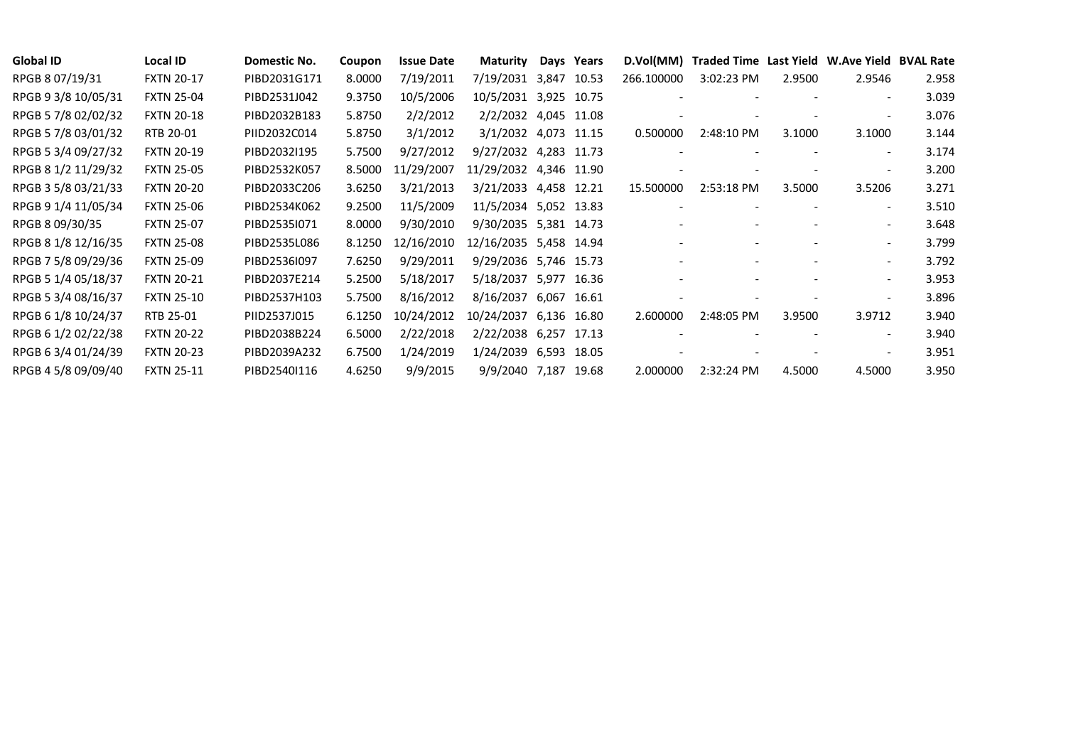| Global ID | Local ID | Domestic No. | Coupon | Issue Date | Maturity | Days | Years | D.Vol(MM) | Traded Time | Last Yield | W.Ave Yield | BVAL Rate |
|---|---|---|---|---|---|---|---|---|---|---|---|---|
| RPGB 8 07/19/31 | FXTN 20-17 | PIBD2031G171 | 8.0000 | 7/19/2011 | 7/19/2031 | 3,847 | 10.53 | 266.100000 | 3:02:23 PM | 2.9500 | 2.9546 | 2.958 |
| RPGB 9 3/8 10/05/31 | FXTN 25-04 | PIBD2531J042 | 9.3750 | 10/5/2006 | 10/5/2031 | 3,925 | 10.75 | - | - | - | - | 3.039 |
| RPGB 5 7/8 02/02/32 | FXTN 20-18 | PIBD2032B183 | 5.8750 | 2/2/2012 | 2/2/2032 | 4,045 | 11.08 | - | - | - | - | 3.076 |
| RPGB 5 7/8 03/01/32 | RTB 20-01 | PIID2032C014 | 5.8750 | 3/1/2012 | 3/1/2032 | 4,073 | 11.15 | 0.500000 | 2:48:10 PM | 3.1000 | 3.1000 | 3.144 |
| RPGB 5 3/4 09/27/32 | FXTN 20-19 | PIBD2032I195 | 5.7500 | 9/27/2012 | 9/27/2032 | 4,283 | 11.73 | - | - | - | - | 3.174 |
| RPGB 8 1/2 11/29/32 | FXTN 25-05 | PIBD2532K057 | 8.5000 | 11/29/2007 | 11/29/2032 | 4,346 | 11.90 | - | - | - | - | 3.200 |
| RPGB 3 5/8 03/21/33 | FXTN 20-20 | PIBD2033C206 | 3.6250 | 3/21/2013 | 3/21/2033 | 4,458 | 12.21 | 15.500000 | 2:53:18 PM | 3.5000 | 3.5206 | 3.271 |
| RPGB 9 1/4 11/05/34 | FXTN 25-06 | PIBD2534K062 | 9.2500 | 11/5/2009 | 11/5/2034 | 5,052 | 13.83 | - | - | - | - | 3.510 |
| RPGB 8 09/30/35 | FXTN 25-07 | PIBD2535I071 | 8.0000 | 9/30/2010 | 9/30/2035 | 5,381 | 14.73 | - | - | - | - | 3.648 |
| RPGB 8 1/8 12/16/35 | FXTN 25-08 | PIBD2535L086 | 8.1250 | 12/16/2010 | 12/16/2035 | 5,458 | 14.94 | - | - | - | - | 3.799 |
| RPGB 7 5/8 09/29/36 | FXTN 25-09 | PIBD2536I097 | 7.6250 | 9/29/2011 | 9/29/2036 | 5,746 | 15.73 | - | - | - | - | 3.792 |
| RPGB 5 1/4 05/18/37 | FXTN 20-21 | PIBD2037E214 | 5.2500 | 5/18/2017 | 5/18/2037 | 5,977 | 16.36 | - | - | - | - | 3.953 |
| RPGB 5 3/4 08/16/37 | FXTN 25-10 | PIBD2537H103 | 5.7500 | 8/16/2012 | 8/16/2037 | 6,067 | 16.61 | - | - | - | - | 3.896 |
| RPGB 6 1/8 10/24/37 | RTB 25-01 | PIID2537J015 | 6.1250 | 10/24/2012 | 10/24/2037 | 6,136 | 16.80 | 2.600000 | 2:48:05 PM | 3.9500 | 3.9712 | 3.940 |
| RPGB 6 1/2 02/22/38 | FXTN 20-22 | PIBD2038B224 | 6.5000 | 2/22/2018 | 2/22/2038 | 6,257 | 17.13 | - | - | - | - | 3.940 |
| RPGB 6 3/4 01/24/39 | FXTN 20-23 | PIBD2039A232 | 6.7500 | 1/24/2019 | 1/24/2039 | 6,593 | 18.05 | - | - | - | - | 3.951 |
| RPGB 4 5/8 09/09/40 | FXTN 25-11 | PIBD2540I116 | 4.6250 | 9/9/2015 | 9/9/2040 | 7,187 | 19.68 | 2.000000 | 2:32:24 PM | 4.5000 | 4.5000 | 3.950 |